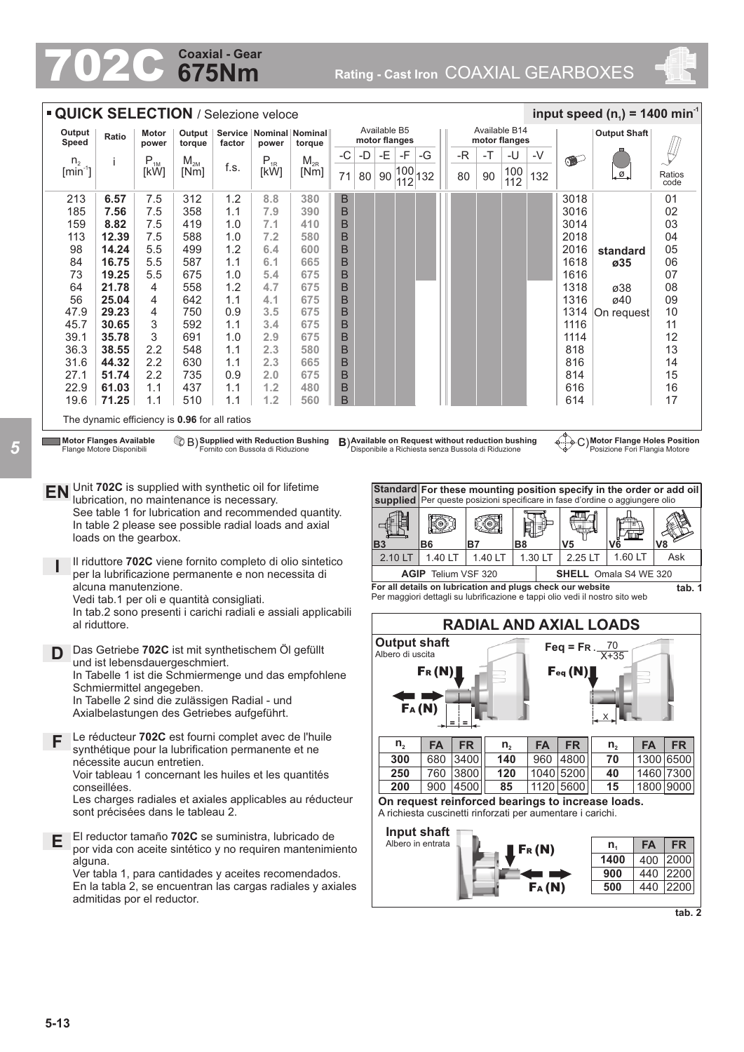# 702C Coaxial - Gear 675Nm

Rating - Cast Iron COAXIAL GEARBOXES

## QUICK SELECTION / Selezione veloce

input speed ($n_1$) = 1400 min$^{-1}$

| Output Speed $n_2$ [min$^{-1}$] | Ratio i | Motor power $P_{1M}$ [kW] | Output torque $M_{2M}$ [Nm] | Service factor f.s. | Nominal power $P_{1R}$ [kW] | Nominal torque $M_{2R}$ [Nm] | Available B5 motor flanges -C 71 | -D 80 | -E 90 | -F 100/112 | -G 132 | Available B14 motor flanges -R 80 | -T 90 | -U 100/112 | -V 132 | B) | Output Shaft | Ratios code |
|---|---|---|---|---|---|---|---|---|---|---|---|---|---|---|---|---|---|---|
| 213 | **6.57** | 7.5 | 312 | 1.2 | **8.8** | **380** | B | | | | | | | | | 3018 | | 01 |
| 185 | **7.56** | 7.5 | 358 | 1.1 | **7.9** | **390** | B | | | | | | | | | 3016 | | 02 |
| 159 | **8.82** | 7.5 | 419 | 1.0 | **7.1** | **410** | B | | | | | | | | | 3014 | | 03 |
| 113 | **12.39** | 7.5 | 588 | 1.0 | **7.2** | **580** | B | | | | | | | | | 2018 | | 04 |
| 98 | **14.24** | 5.5 | 499 | 1.2 | **6.4** | **600** | B | | | | | | | | | 2016 | **standard** | 05 |
| 84 | **16.75** | 5.5 | 587 | 1.1 | **6.1** | **665** | B | | | | | | | | | 1618 | **ø35** | 06 |
| 73 | **19.25** | 5.5 | 675 | 1.0 | **5.4** | **675** | B | | | | | | | | | 1616 | | 07 |
| 64 | **21.78** | 4 | 558 | 1.2 | **4.7** | **675** | B | | | | | | | | | 1318 | ø38 | 08 |
| 56 | **25.04** | 4 | 642 | 1.1 | **4.1** | **675** | B | | | | | | | | | 1316 | ø40 | 09 |
| 47.9 | **29.23** | 4 | 750 | 0.9 | **3.5** | **675** | B | | | | | | | | | 1314 | On request | 10 |
| 45.7 | **30.65** | 3 | 592 | 1.1 | **3.4** | **675** | B | | | | | | | | | 1116 | | 11 |
| 39.1 | **35.78** | 3 | 691 | 1.0 | **2.9** | **675** | B | | | | | | | | | 1114 | | 12 |
| 36.3 | **38.55** | 2.2 | 548 | 1.1 | **2.3** | **580** | B | | | | | | | | | 818 | | 13 |
| 31.6 | **44.32** | 2.2 | 630 | 1.1 | **2.3** | **665** | B | | | | | | | | | 816 | | 14 |
| 27.1 | **51.74** | 2.2 | 735 | 0.9 | **2.0** | **675** | B | | | | | | | | | 814 | | 15 |
| 22.9 | **61.03** | 1.1 | 437 | 1.1 | **1.2** | **480** | B | | | | | | | | | 616 | | 16 |
| 19.6 | **71.25** | 1.1 | 510 | 1.1 | **1.2** | **560** | B | | | | | | | | | 614 | | 17 |

The dynamic efficiency is **0.96** for all ratios

**Motor Flanges Available** / Flange Motore Disponibili — B) **Supplied with Reduction Bushing** / Fornito con Bussola di Riduzione — B) **Available on Request without reduction bushing** / Disponibile a Richiesta senza Bussola di Riduzione — C) **Motor Flange Holes Position** / Posizione Fori Flangia Motore

**EN** Unit **702C** is supplied with synthetic oil for lifetime lubrication, no maintenance is necessary.
See table 1 for lubrication and recommended quantity.
In table 2 please see possible radial loads and axial loads on the gearbox.

**I** Il riduttore **702C** viene fornito completo di olio sintetico per la lubrificazione permanente e non necessita di alcuna manutenzione.
Vedi tab.1 per oli e quantità consigliati.
In tab.2 sono presenti i carichi radiali e assiali applicabili al riduttore.

**D** Das Getriebe **702C** ist mit synthetischem Öl gefüllt und ist lebensdauergeschmiert.
In Tabelle 1 ist die Schmiermenge und das empfohlene Schmiermittel angegeben.
In Tabelle 2 sind die zulässigen Radial - und Axialbelastungen des Getriebes aufgeführt.

**F** Le réducteur **702C** est fourni complet avec de l'huile synthétique pour la lubrification permanente et ne nécessite aucun entretien.
Voir tableau 1 concernant les huiles et les quantités conseillées.
Les charges radiales et axiales applicables au réducteur sont précisées dans le tableau 2.

**E** El reductor tamaño **702C** se suministra, lubricado de por vida con aceite sintético y no requiren mantenimiento alguna.
Ver tabla 1, para cantidades y aceites recomendados.
En la tabla 2, se encuentran las cargas radiales y axiales admitidas por el reductor.

**Standard supplied** | **For these mounting position specify in the order or add oil** / Per queste posizioni specificare in fase d'ordine o aggiungere olio

| B3 | B6 | B7 | B8 | V5 | V6 | V8 |
|---|---|---|---|---|---|---|
| 2.10 LT | 1.40 LT | 1.40 LT | 1.30 LT | 2.25 LT | 1.60 LT | Ask |
| **AGIP** Telium VSF 320 | | | | **SHELL** Omala S4 WE 320 | | |

**For all details on lubrication and plugs check our website**
Per maggiori dettagli su lubrificazione e tappi olio vedi il nostro sito web

**tab. 1**

## RADIAL AND AXIAL LOADS

**Output shaft**
Albero di uscita

$$F_{eq} = F_R \cdot \frac{70}{X+35}$$

| $n_2$ | FA | FR | $n_2$ | FA | FR | $n_2$ | FA | FR |
|---|---|---|---|---|---|---|---|---|
| **300** | 680 | 3400 | **140** | 960 | 4800 | **70** | 1300 | 6500 |
| **250** | 760 | 3800 | **120** | 1040 | 5200 | **40** | 1460 | 7300 |
| **200** | 900 | 4500 | **85** | 1120 | 5600 | **15** | 1800 | 9000 |

**On request reinforced bearings to increase loads.**
A richiesta cuscinetti rinforzati per aumentare i carichi.

**Input shaft**
Albero in entrata

| $n_1$ | FA | FR |
|---|---|---|
| **1400** | 400 | 2000 |
| **900** | 440 | 2200 |
| **500** | 440 | 2200 |

**tab. 2**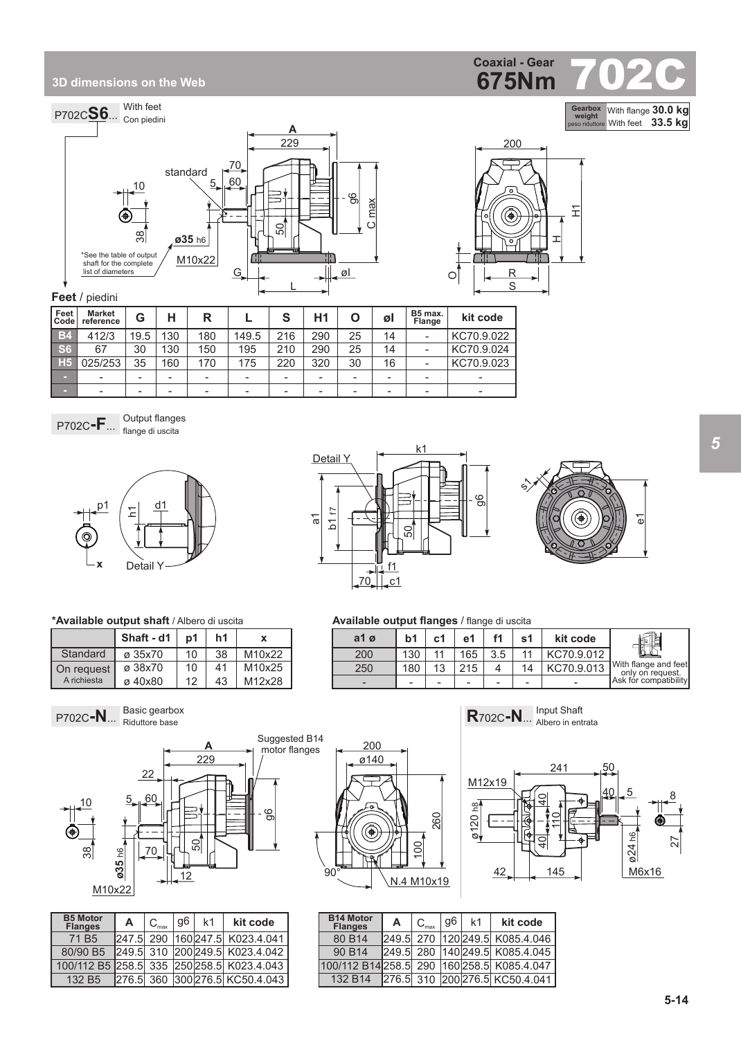3D dimensions on the Web

# Coaxial - Gear 675Nm 702C

Gearbox weight / peso riduttore: With flange **30.0 kg** / With feet **33.5 kg**

## P702C**S6**... With feet / Con piedini

standard

*See the table of output shaft for the complete list of diameters

ø35 h6

M10x22

### Feet / piedini

| Feet Code | Market reference | G | H | R | L | S | H1 | O | øl | B5 max. Flange | kit code |
|---|---|---|---|---|---|---|---|---|---|---|---|
| B4 | 412/3 | 19.5 | 130 | 180 | 149.5 | 216 | 290 | 25 | 14 | - | KC70.9.022 |
| S6 | 67 | 30 | 130 | 150 | 195 | 210 | 290 | 25 | 14 | - | KC70.9.024 |
| H5 | 025/253 | 35 | 160 | 170 | 175 | 220 | 320 | 30 | 16 | - | KC70.9.023 |
| - | - | - | - | - | - | - | - | - | - | - | - |
| - | - | - | - | - | - | - | - | - | - | - | - |

## P702C**-F**... Output flanges / flange di uscita

Detail Y

**\*Available output shaft** / Albero di uscita

| | Shaft - d1 | p1 | h1 | x |
|---|---|---|---|---|
| Standard | ø 35x70 | 10 | 38 | M10x22 |
| On request / A richiesta | ø 38x70 | 10 | 41 | M10x25 |
| | ø 40x80 | 12 | 43 | M12x28 |

**Available output flanges** / flange di uscita

| a1 ø | b1 | c1 | e1 | f1 | s1 | kit code |
|---|---|---|---|---|---|---|
| 200 | 130 | 11 | 165 | 3.5 | 11 | KC70.9.012 |
| 250 | 180 | 13 | 215 | 4 | 14 | KC70.9.013 |
| - | - | - | - | - | - | - |

With flange and feet only on request. Ask for compatibility

## P702C**-N**... Basic gearbox / Riduttore base

Suggested B14 motor flanges

N.4 M10x19

| B5 Motor Flanges | A | $C_{max}$ | g6 | k1 | kit code |
|---|---|---|---|---|---|
| 71 B5 | 247.5 | 290 | 160 | 247.5 | K023.4.041 |
| 80/90 B5 | 249.5 | 310 | 200 | 249.5 | K023.4.042 |
| 100/112 B5 | 258.5 | 335 | 250 | 258.5 | K023.4.043 |
| 132 B5 | 276.5 | 360 | 300 | 276.5 | KC50.4.043 |

| B14 Motor Flanges | A | $C_{max}$ | g6 | k1 | kit code |
|---|---|---|---|---|---|
| 80 B14 | 249.5 | 270 | 120 | 249.5 | K085.4.046 |
| 90 B14 | 249.5 | 280 | 140 | 249.5 | K085.4.045 |
| 100/112 B14 | 258.5 | 290 | 160 | 258.5 | K085.4.047 |
| 132 B14 | 276.5 | 310 | 200 | 276.5 | KC50.4.041 |

## **R**702C**-N**... Input Shaft / Albero in entrata

M12x19

ø120 h8

ø24 h6

M6x16